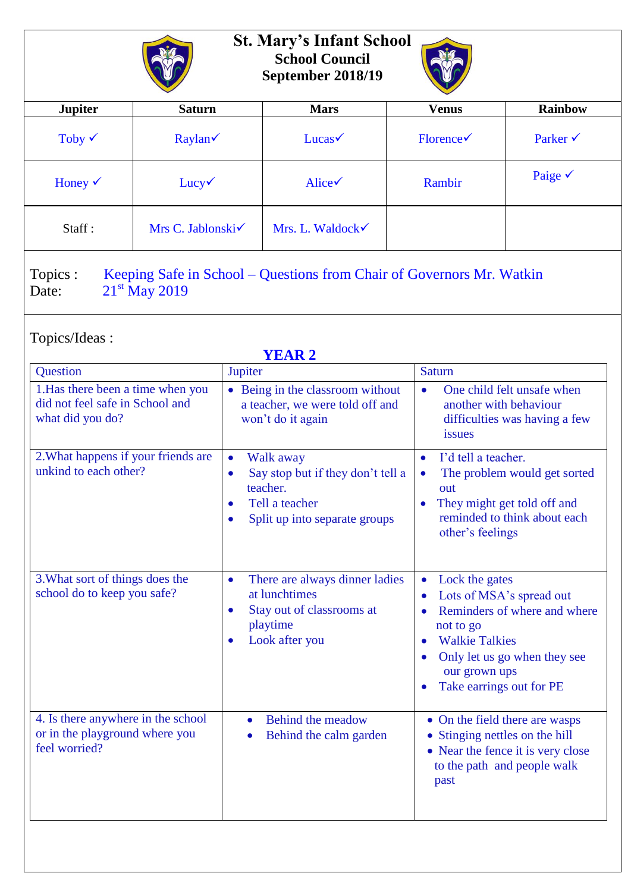# St. Mary's Infant School

## School Council

## September 2018/19

| Jupiter | Saturn | Mars | Venus | Rainbow |
|---|---|---|---|---|
| Toby ✓ | Raylan✓ | Lucas✓ | Florence✓ | Parker ✓ |
| Honey ✓ | Lucy✓ | Alice✓ | Rambir | Paige ✓ |
| Staff : | Mrs C. Jablonski✓ | Mrs. L. Waldock✓ | | |

Topics : Keeping Safe in School – Questions from Chair of Governors Mr. Watkin
Date: 21st May 2019

Topics/Ideas :

**YEAR 2**

| Question | Jupiter | Saturn |
|---|---|---|
| 1.Has there been a time when you did not feel safe in School and what did you do? | • Being in the classroom without a teacher, we were told off and won't do it again | • One child felt unsafe when another with behaviour difficulties was having a few issues |
| 2.What happens if your friends are unkind to each other? | • Walk away<br>• Say stop but if they don't tell a teacher.<br>• Tell a teacher<br>• Split up into separate groups | • I'd tell a teacher.<br>• The problem would get sorted out<br>• They might get told off and reminded to think about each other's feelings |
| 3.What sort of things does the school do to keep you safe? | • There are always dinner ladies at lunchtimes<br>• Stay out of classrooms at playtime<br>• Look after you | • Lock the gates<br>• Lots of MSA's spread out<br>• Reminders of where and where not to go<br>• Walkie Talkies<br>• Only let us go when they see our grown ups<br>• Take earrings out for PE |
| 4. Is there anywhere in the school or in the playground where you feel worried? | • Behind the meadow<br>• Behind the calm garden | • On the field there are wasps<br>• Stinging nettles on the hill<br>• Near the fence it is very close to the path and people walk past |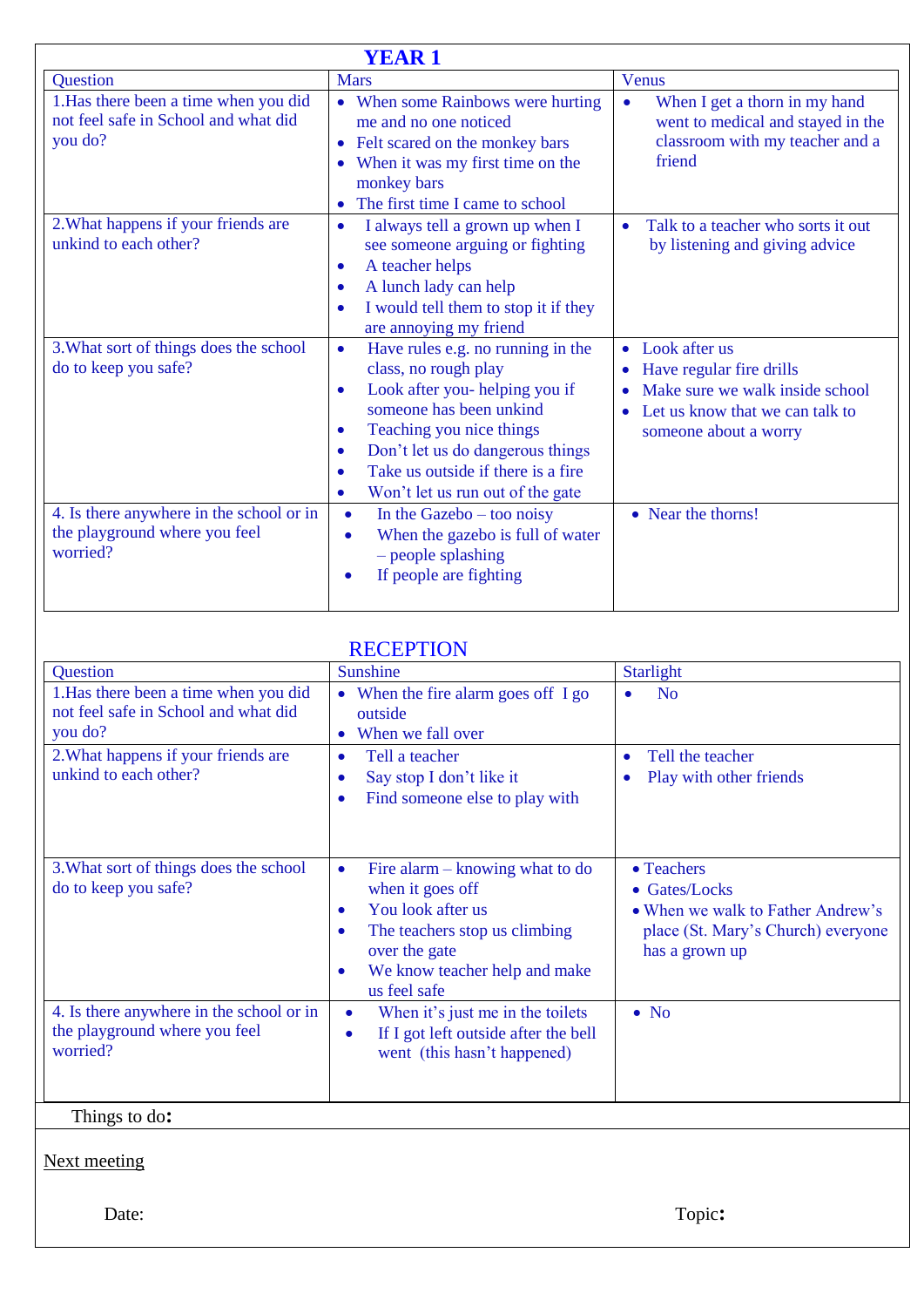## YEAR 1

| Question | Mars | Venus |
| --- | --- | --- |
| 1.Has there been a time when you did not feel safe in School and what did you do? | • When some Rainbows were hurting me and no one noticed<br>• Felt scared on the monkey bars<br>• When it was my first time on the monkey bars<br>• The first time I came to school | • When I get a thorn in my hand went to medical and stayed in the classroom with my teacher and a friend |
| 2.What happens if your friends are unkind to each other? | • I always tell a grown up when I see someone arguing or fighting<br>• A teacher helps<br>• A lunch lady can help<br>• I would tell them to stop it if they are annoying my friend | • Talk to a teacher who sorts it out by listening and giving advice |
| 3.What sort of things does the school do to keep you safe? | • Have rules e.g. no running in the class, no rough play<br>• Look after you- helping you if someone has been unkind<br>• Teaching you nice things<br>• Don't let us do dangerous things<br>• Take us outside if there is a fire<br>• Won't let us run out of the gate | • Look after us<br>• Have regular fire drills<br>• Make sure we walk inside school<br>• Let us know that we can talk to someone about a worry |
| 4. Is there anywhere in the school or in the playground where you feel worried? | • In the Gazebo – too noisy<br>• When the gazebo is full of water – people splashing<br>• If people are fighting | • Near the thorns! |

## RECEPTION

| Question | Sunshine | Starlight |
| --- | --- | --- |
| 1.Has there been a time when you did not feel safe in School and what did you do? | • When the fire alarm goes off I go outside<br>• When we fall over | • No |
| 2.What happens if your friends are unkind to each other? | • Tell a teacher<br>• Say stop I don't like it<br>• Find someone else to play with | • Tell the teacher<br>• Play with other friends |
| 3.What sort of things does the school do to keep you safe? | • Fire alarm – knowing what to do when it goes off<br>• You look after us<br>• The teachers stop us climbing over the gate<br>• We know teacher help and make us feel safe | • Teachers<br>• Gates/Locks<br>• When we walk to Father Andrew's place (St. Mary's Church) everyone has a grown up |
| 4. Is there anywhere in the school or in the playground where you feel worried? | • When it's just me in the toilets<br>• If I got left outside after the bell went (this hasn't happened) | • No |

Things to do:

Next meeting

Date: Topic: